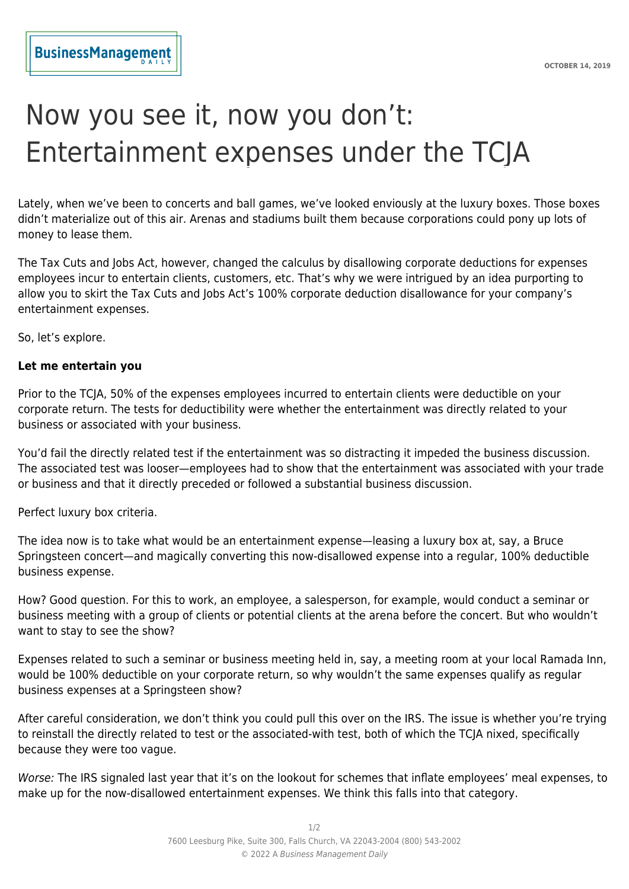# Now you see it, now you don’t: Entertainment expenses under the TCJA

Lately, when we’ve been to concerts and ball games, we’ve looked enviously at the luxury boxes. Those boxes didn’t materialize out of this air. Arenas and stadiums built them because corporations could pony up lots of money to lease them.

The Tax Cuts and Jobs Act, however, changed the calculus by disallowing corporate deductions for expenses employees incur to entertain clients, customers, etc. That’s why we were intrigued by an idea purporting to allow you to skirt the Tax Cuts and Jobs Act’s 100% corporate deduction disallowance for your company’s entertainment expenses.

So, let’s explore.

**Let me entertain you**

Prior to the TCJA, 50% of the expenses employees incurred to entertain clients were deductible on your corporate return. The tests for deductibility were whether the entertainment was directly related to your business or associated with your business.

You’d fail the directly related test if the entertainment was so distracting it impeded the business discussion. The associated test was looser—employees had to show that the entertainment was associated with your trade or business and that it directly preceded or followed a substantial business discussion.

Perfect luxury box criteria.

The idea now is to take what would be an entertainment expense—leasing a luxury box at, say, a Bruce Springsteen concert—and magically converting this now-disallowed expense into a regular, 100% deductible business expense.

How? Good question. For this to work, an employee, a salesperson, for example, would conduct a seminar or business meeting with a group of clients or potential clients at the arena before the concert. But who wouldn’t want to stay to see the show?

Expenses related to such a seminar or business meeting held in, say, a meeting room at your local Ramada Inn, would be 100% deductible on your corporate return, so why wouldn’t the same expenses qualify as regular business expenses at a Springsteen show?

After careful consideration, we don’t think you could pull this over on the IRS. The issue is whether you’re trying to reinstall the directly related to test or the associated-with test, both of which the TCJA nixed, specifically because they were too vague.

*Worse:* The IRS signaled last year that it’s on the lookout for schemes that inflate employees’ meal expenses, to make up for the now-disallowed entertainment expenses. We think this falls into that category.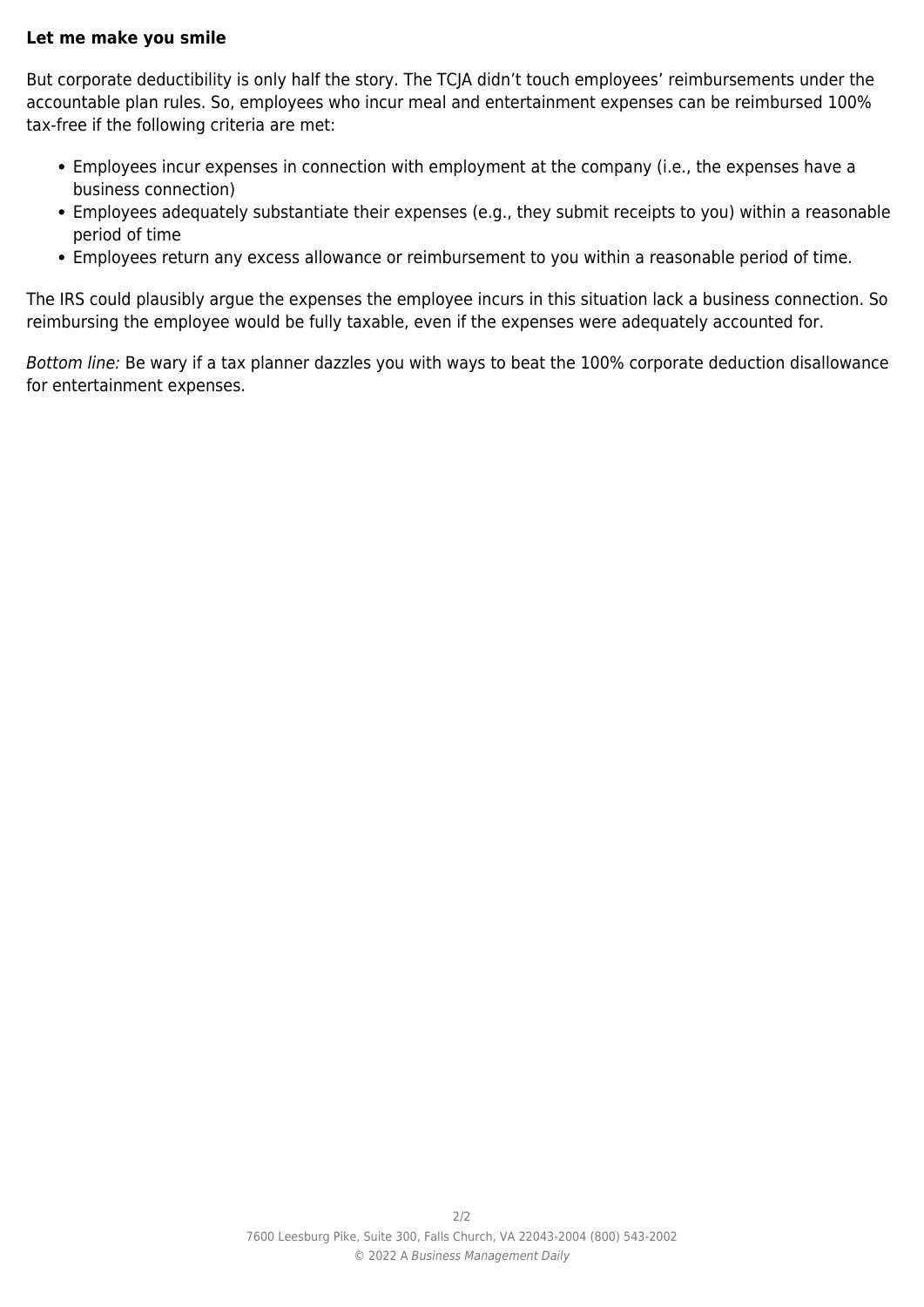**Let me make you smile**

But corporate deductibility is only half the story. The TCJA didn't touch employees' reimbursements under the accountable plan rules. So, employees who incur meal and entertainment expenses can be reimbursed 100% tax-free if the following criteria are met:

- Employees incur expenses in connection with employment at the company (i.e., the expenses have a business connection)
- Employees adequately substantiate their expenses (e.g., they submit receipts to you) within a reasonable period of time
- Employees return any excess allowance or reimbursement to you within a reasonable period of time.

The IRS could plausibly argue the expenses the employee incurs in this situation lack a business connection. So reimbursing the employee would be fully taxable, even if the expenses were adequately accounted for.

*Bottom line:* Be wary if a tax planner dazzles you with ways to beat the 100% corporate deduction disallowance for entertainment expenses.